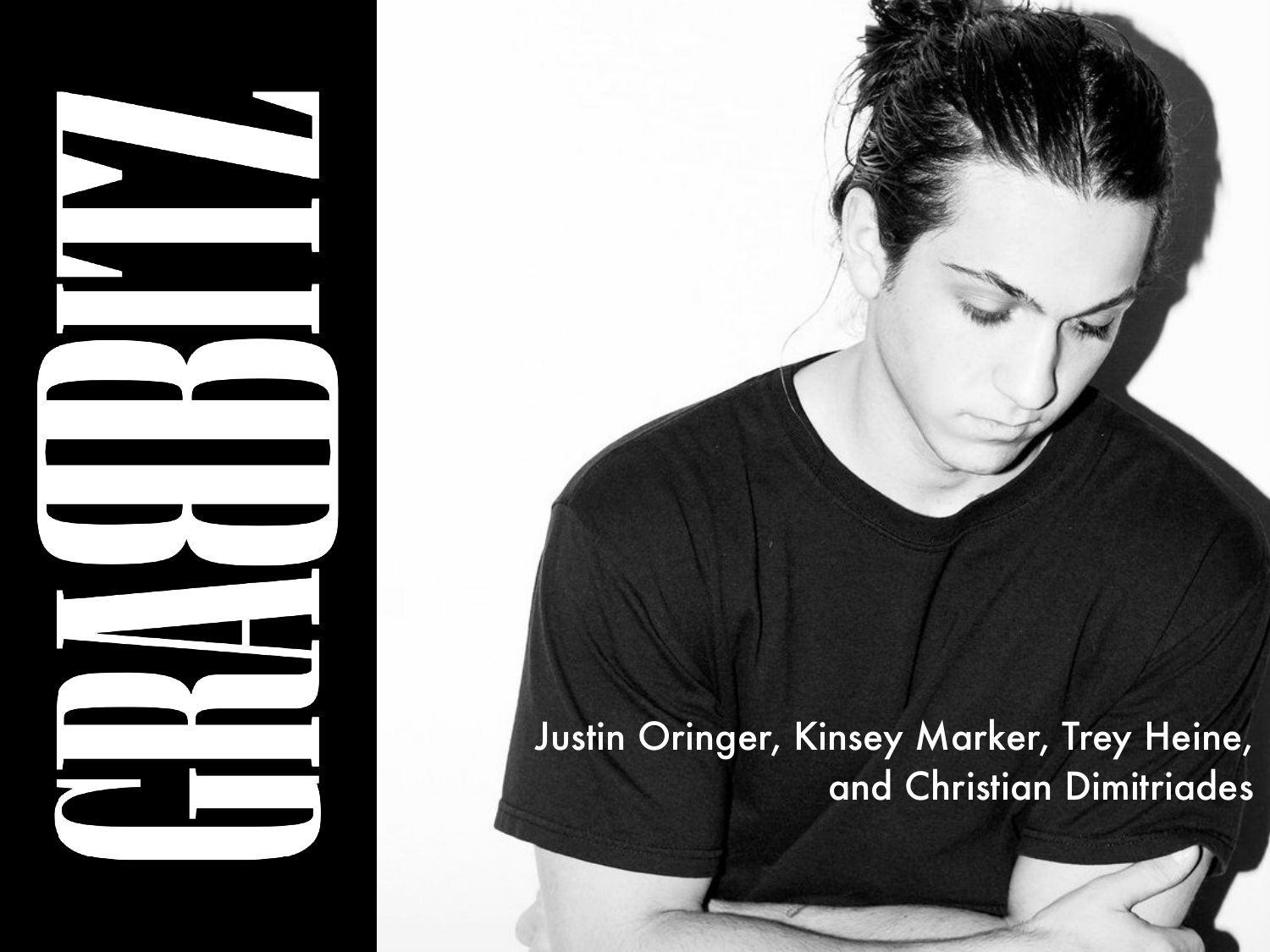# GRAVITZ

Justin Oringer, Kinsey Marker, Trey Heine, and Christian Dimitriades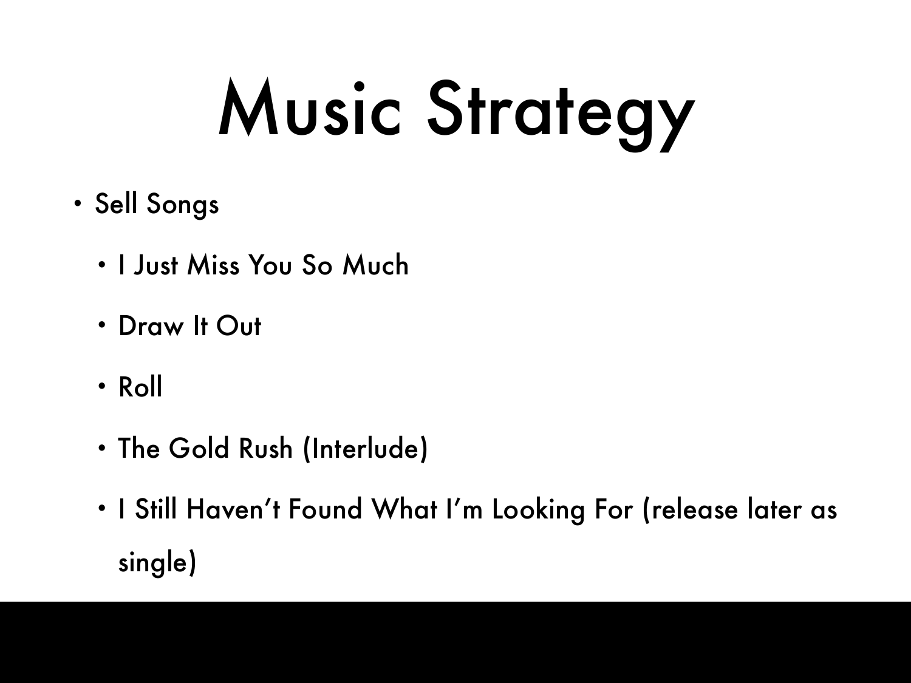# Music Strategy

- Sell Songs
  - I Just Miss You So Much
  - Draw It Out
  - Roll
  - The Gold Rush (Interlude)
  - I Still Haven’t Found What I’m Looking For (release later as single)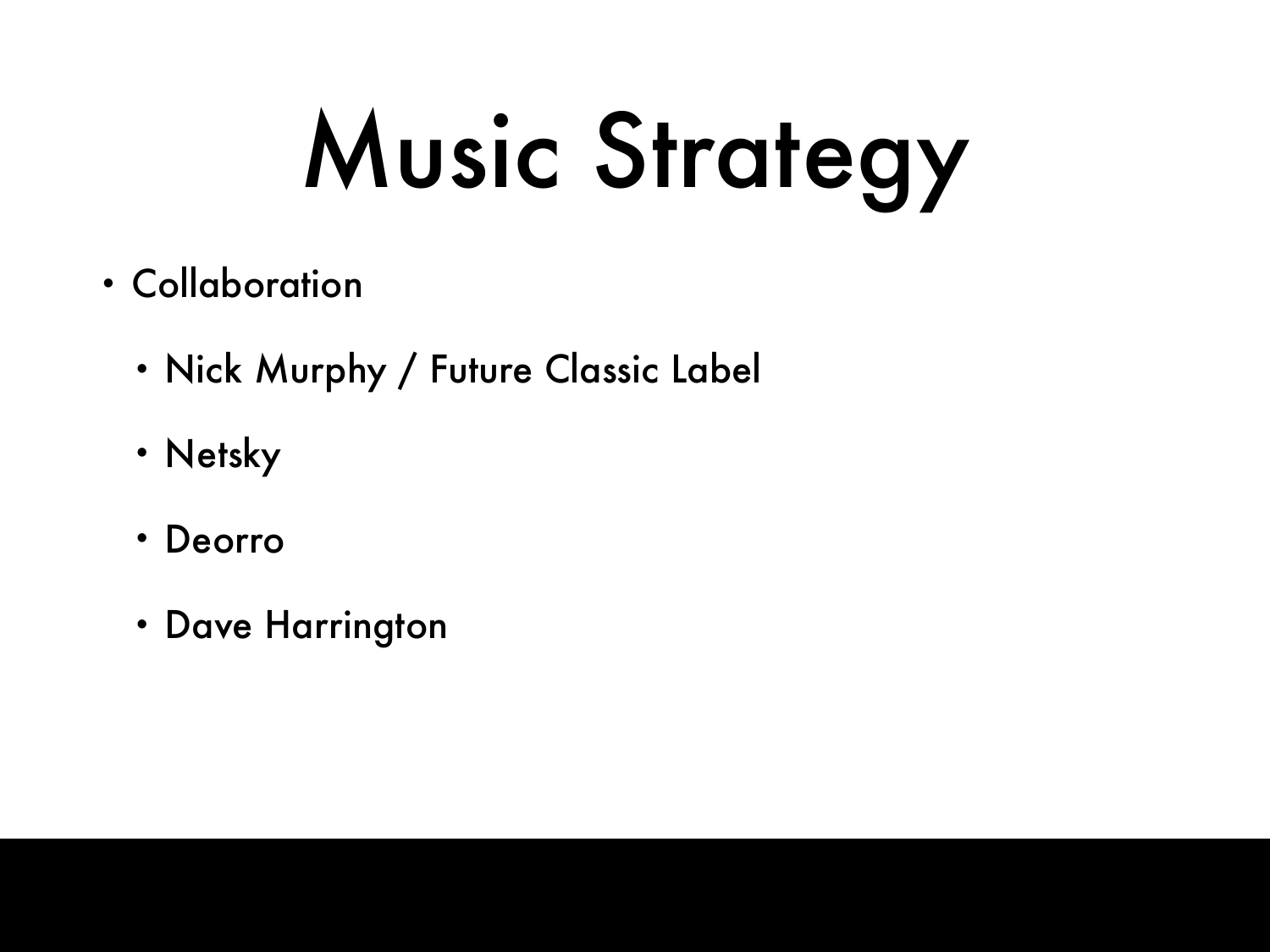# Music Strategy

- Collaboration
  - Nick Murphy / Future Classic Label
  - Netsky
  - Deorro
  - Dave Harrington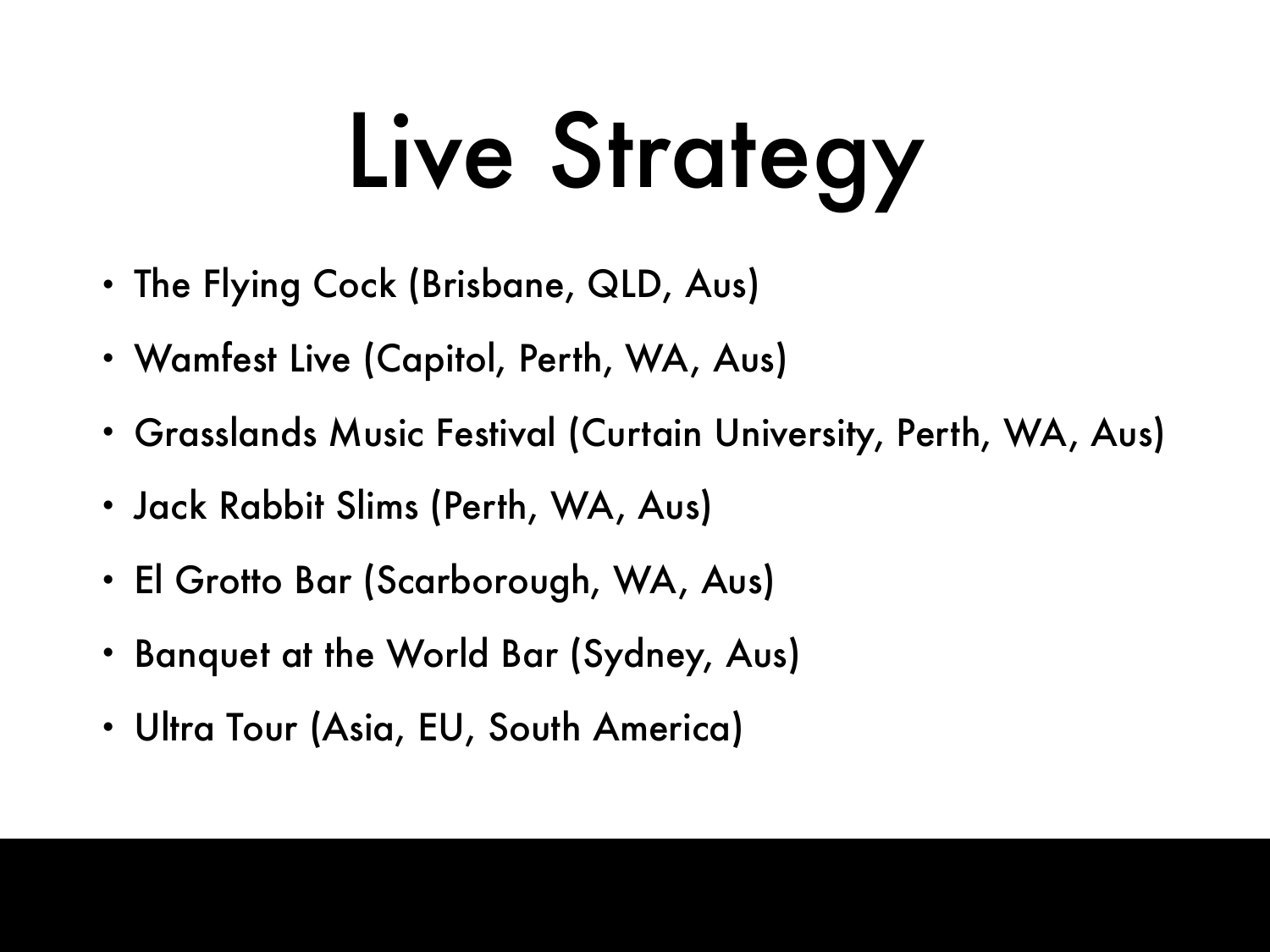# Live Strategy

- The Flying Cock (Brisbane, QLD, Aus)
- Wamfest Live (Capitol, Perth, WA, Aus)
- Grasslands Music Festival (Curtain University, Perth, WA, Aus)
- Jack Rabbit Slims (Perth, WA, Aus)
- El Grotto Bar (Scarborough, WA, Aus)
- Banquet at the World Bar (Sydney, Aus)
- Ultra Tour (Asia, EU, South America)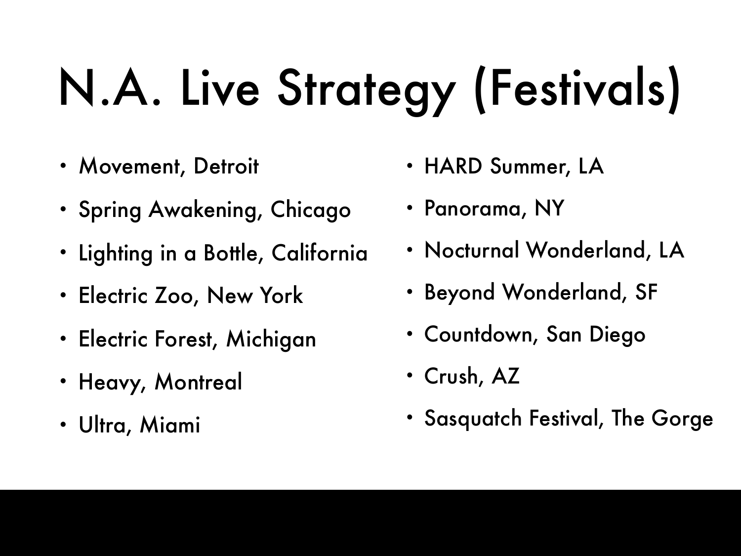# N.A. Live Strategy (Festivals)

- Movement, Detroit
- Spring Awakening, Chicago
- Lighting in a Bottle, California
- Electric Zoo, New York
- Electric Forest, Michigan
- Heavy, Montreal
- Ultra, Miami
- HARD Summer, LA
- Panorama, NY
- Nocturnal Wonderland, LA
- Beyond Wonderland, SF
- Countdown, San Diego
- Crush, AZ
- Sasquatch Festival, The Gorge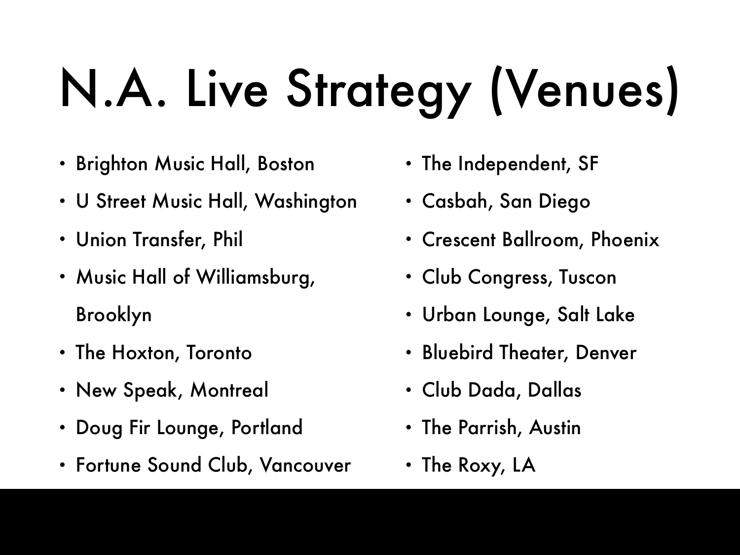# N.A. Live Strategy (Venues)

- Brighton Music Hall, Boston
- U Street Music Hall, Washington
- Union Transfer, Phil
- Music Hall of Williamsburg, Brooklyn
- The Hoxton, Toronto
- New Speak, Montreal
- Doug Fir Lounge, Portland
- Fortune Sound Club, Vancouver
- The Independent, SF
- Casbah, San Diego
- Crescent Ballroom, Phoenix
- Club Congress, Tuscon
- Urban Lounge, Salt Lake
- Bluebird Theater, Denver
- Club Dada, Dallas
- The Parrish, Austin
- The Roxy, LA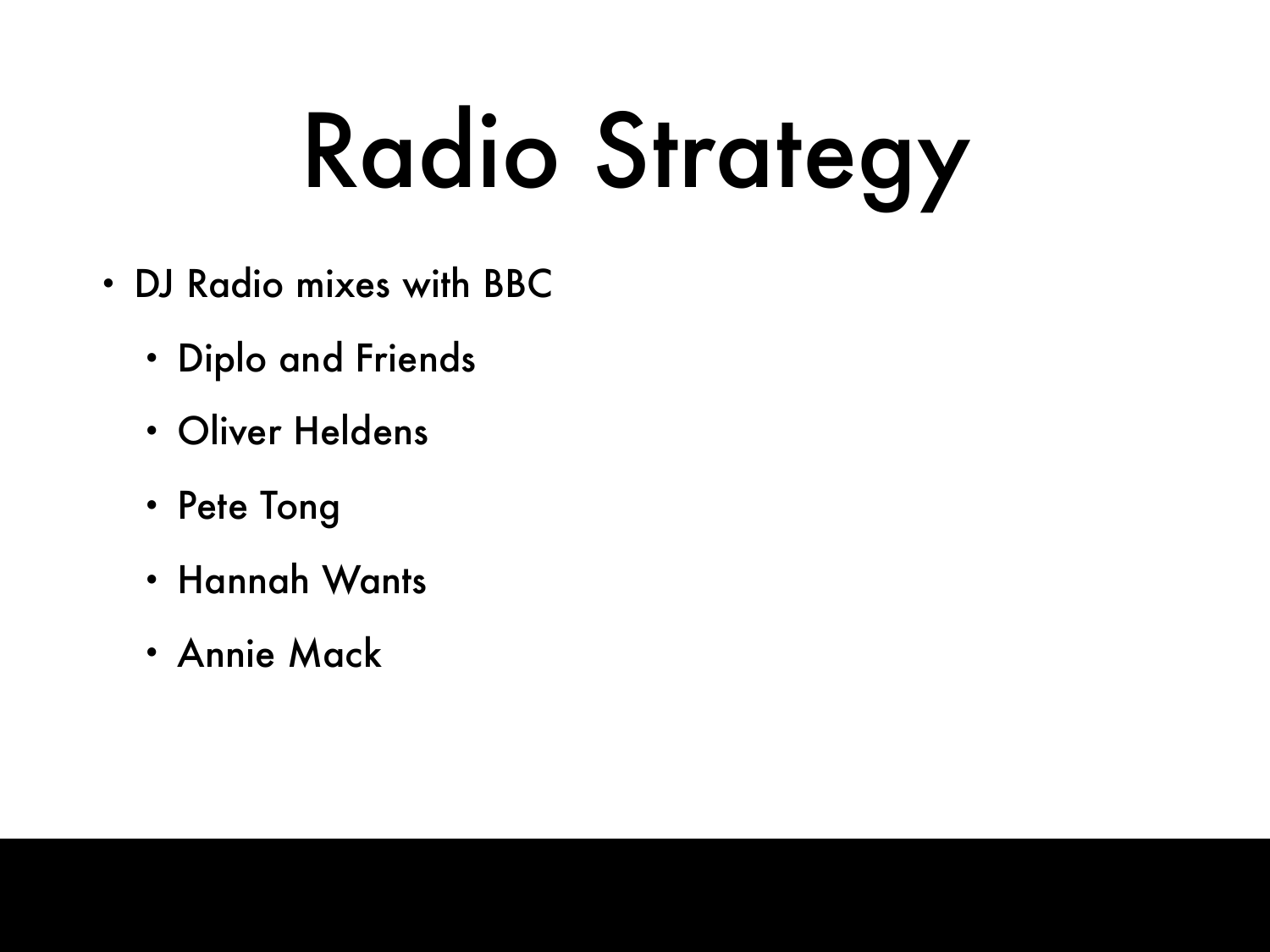# Radio Strategy

- DJ Radio mixes with BBC
  - Diplo and Friends
  - Oliver Heldens
  - Pete Tong
  - Hannah Wants
  - Annie Mack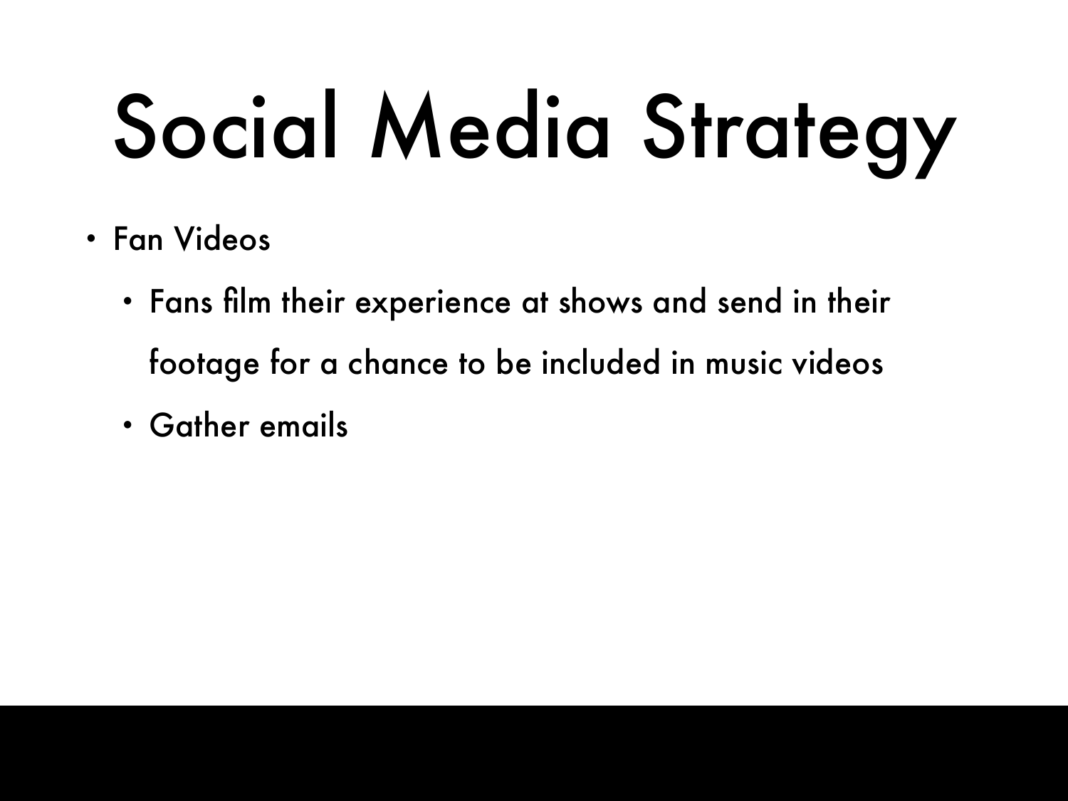# Social Media Strategy

- Fan Videos
  - Fans film their experience at shows and send in their footage for a chance to be included in music videos
  - Gather emails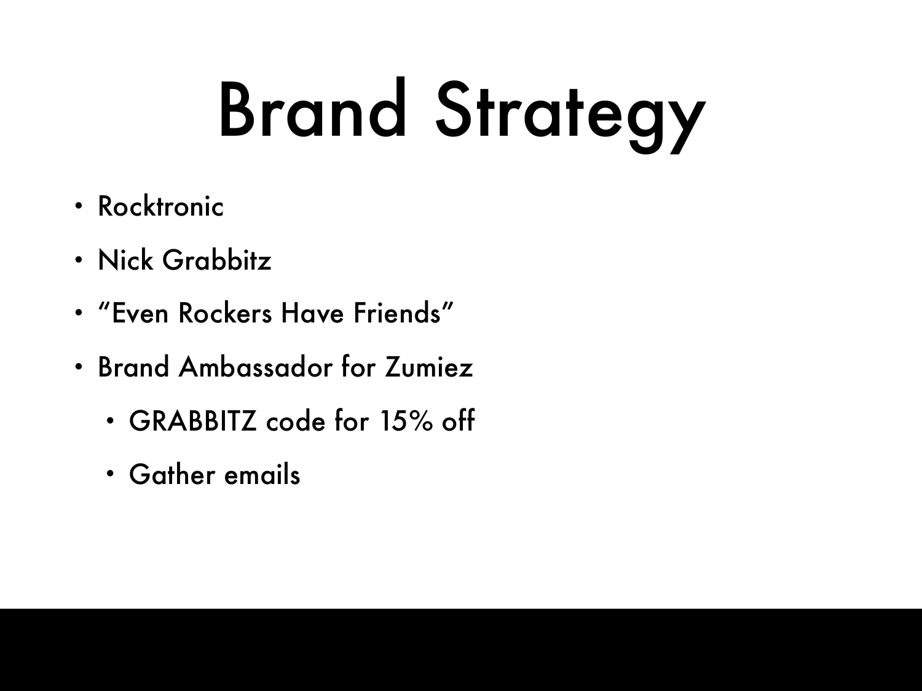# Brand Strategy

- Rocktronic
- Nick Grabbitz
- “Even Rockers Have Friends”
- Brand Ambassador for Zumiez
  - GRABBITZ code for 15% off
  - Gather emails